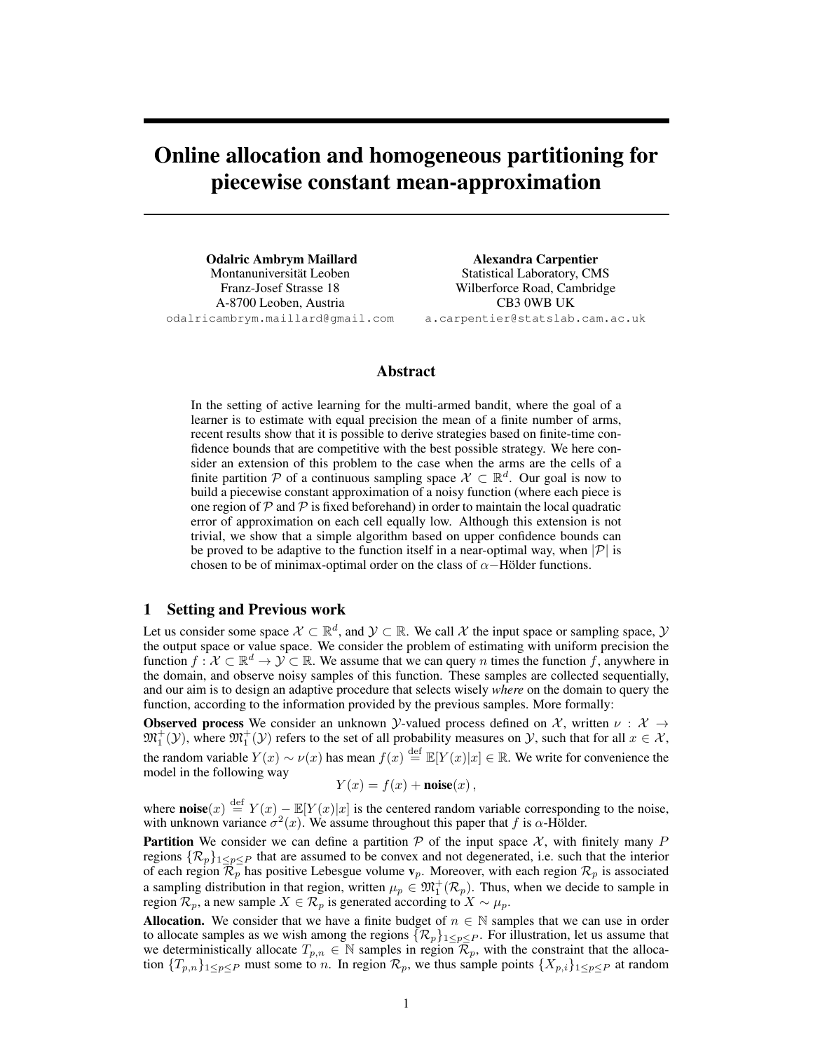# Online allocation and homogeneous partitioning for piecewise constant mean-approximation

**Odalric Ambrym Maillard**
Montanuniversität Leoben
Franz-Josef Strasse 18
A-8700 Leoben, Austria
odalricambrym.maillard@gmail.com

**Alexandra Carpentier**
Statistical Laboratory, CMS
Wilberforce Road, Cambridge
CB3 0WB UK
a.carpentier@statslab.cam.ac.uk

## Abstract

In the setting of active learning for the multi-armed bandit, where the goal of a learner is to estimate with equal precision the mean of a finite number of arms, recent results show that it is possible to derive strategies based on finite-time confidence bounds that are competitive with the best possible strategy. We here consider an extension of this problem to the case when the arms are the cells of a finite partition $\mathcal{P}$ of a continuous sampling space $\mathcal{X} \subset \mathbb{R}^d$. Our goal is now to build a piecewise constant approximation of a noisy function (where each piece is one region of $\mathcal{P}$ and $\mathcal{P}$ is fixed beforehand) in order to maintain the local quadratic error of approximation on each cell equally low. Although this extension is not trivial, we show that a simple algorithm based on upper confidence bounds can be proved to be adaptive to the function itself in a near-optimal way, when $|\mathcal{P}|$ is chosen to be of minimax-optimal order on the class of $\alpha-$Hölder functions.

## 1 Setting and Previous work

Let us consider some space $\mathcal{X} \subset \mathbb{R}^d$, and $\mathcal{Y} \subset \mathbb{R}$. We call $\mathcal{X}$ the input space or sampling space, $\mathcal{Y}$ the output space or value space. We consider the problem of estimating with uniform precision the function $f : \mathcal{X} \subset \mathbb{R}^d \to \mathcal{Y} \subset \mathbb{R}$. We assume that we can query $n$ times the function $f$, anywhere in the domain, and observe noisy samples of this function. These samples are collected sequentially, and our aim is to design an adaptive procedure that selects wisely *where* on the domain to query the function, according to the information provided by the previous samples. More formally:

**Observed process** We consider an unknown $\mathcal{Y}$-valued process defined on $\mathcal{X}$, written $\nu : \mathcal{X} \to \mathfrak{M}_1^+(\mathcal{Y})$, where $\mathfrak{M}_1^+(\mathcal{Y})$ refers to the set of all probability measures on $\mathcal{Y}$, such that for all $x \in \mathcal{X}$, the random variable $Y(x) \sim \nu(x)$ has mean $f(x) \stackrel{\text{def}}{=} \mathbb{E}[Y(x)|x] \in \mathbb{R}$. We write for convenience the model in the following way

$$Y(x) = f(x) + \textbf{noise}(x)\,,$$

where $\textbf{noise}(x) \stackrel{\text{def}}{=} Y(x) - \mathbb{E}[Y(x)|x]$ is the centered random variable corresponding to the noise, with unknown variance $\sigma^2(x)$. We assume throughout this paper that $f$ is $\alpha$-Hölder.

**Partition** We consider we can define a partition $\mathcal{P}$ of the input space $\mathcal{X}$, with finitely many $P$ regions $\{\mathcal{R}_p\}_{1 \leq p \leq P}$ that are assumed to be convex and not degenerated, i.e. such that the interior of each region $\mathcal{R}_p$ has positive Lebesgue volume $\mathbf{v}_p$. Moreover, with each region $\mathcal{R}_p$ is associated a sampling distribution in that region, written $\mu_p \in \mathfrak{M}_1^+(\mathcal{R}_p)$. Thus, when we decide to sample in region $\mathcal{R}_p$, a new sample $X \in \mathcal{R}_p$ is generated according to $X \sim \mu_p$.

**Allocation.** We consider that we have a finite budget of $n \in \mathbb{N}$ samples that we can use in order to allocate samples as we wish among the regions $\{\mathcal{R}_p\}_{1 \leq p \leq P}$. For illustration, let us assume that we deterministically allocate $T_{p,n} \in \mathbb{N}$ samples in region $\mathcal{R}_p$, with the constraint that the allocation $\{T_{p,n}\}_{1 \leq p \leq P}$ must some to $n$. In region $\mathcal{R}_p$, we thus sample points $\{X_{p,i}\}_{1 \leq p \leq P}$ at random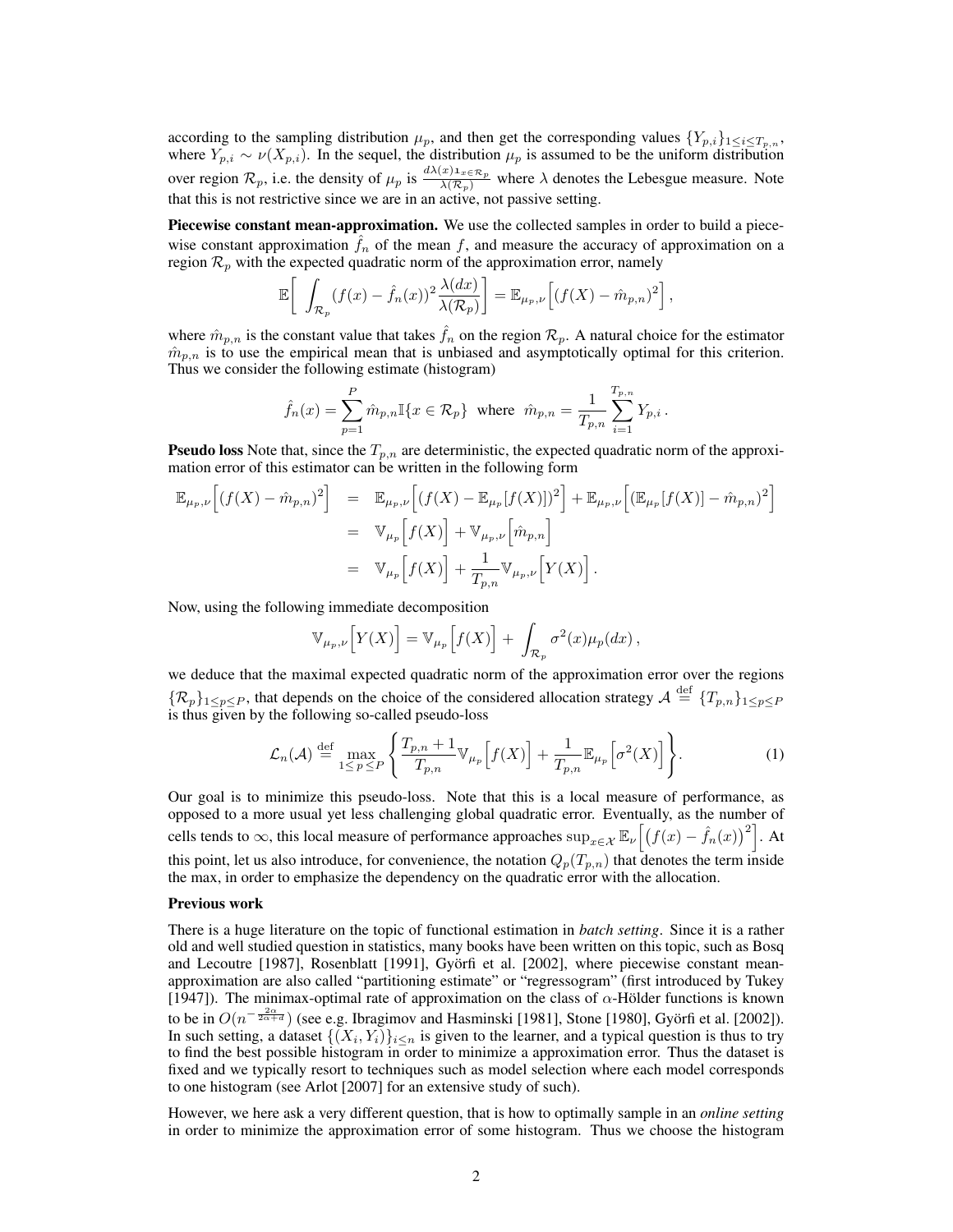according to the sampling distribution $\mu_p$, and then get the corresponding values $\{Y_{p,i}\}_{1\leq i\leq T_{p,n}}$, where $Y_{p,i} \sim \nu(X_{p,i})$. In the sequel, the distribution $\mu_p$ is assumed to be the uniform distribution over region $\mathcal{R}_p$, i.e. the density of $\mu_p$ is $\frac{d\lambda(x)\mathbf{1}_{x\in\mathcal{R}_p}}{\lambda(\mathcal{R}_p)}$ where $\lambda$ denotes the Lebesgue measure. Note that this is not restrictive since we are in an active, not passive setting.

**Piecewise constant mean-approximation.** We use the collected samples in order to build a piecewise constant approximation $\hat{f}_n$ of the mean $f$, and measure the accuracy of approximation on a region $\mathcal{R}_p$ with the expected quadratic norm of the approximation error, namely

$$\mathbb{E}\bigg[\int_{\mathcal{R}_p}(f(x)-\hat{f}_n(x))^2\frac{\lambda(dx)}{\lambda(\mathcal{R}_p)}\bigg] = \mathbb{E}_{\mu_p,\nu}\Big[(f(X)-\hat{m}_{p,n})^2\Big]\,,$$

where $\hat{m}_{p,n}$ is the constant value that takes $\hat{f}_n$ on the region $\mathcal{R}_p$. A natural choice for the estimator $\hat{m}_{p,n}$ is to use the empirical mean that is unbiased and asymptotically optimal for this criterion. Thus we consider the following estimate (histogram)

$$\hat{f}_n(x) = \sum_{p=1}^{P}\hat{m}_{p,n}\mathbb{I}\{x\in\mathcal{R}_p\} \;\text{ where }\; \hat{m}_{p,n} = \frac{1}{T_{p,n}}\sum_{i=1}^{T_{p,n}}Y_{p,i}\,.$$

**Pseudo loss** Note that, since the $T_{p,n}$ are deterministic, the expected quadratic norm of the approximation error of this estimator can be written in the following form

$$\begin{aligned}
\mathbb{E}_{\mu_p,\nu}\Big[(f(X)-\hat{m}_{p,n})^2\Big] &= \mathbb{E}_{\mu_p,\nu}\Big[(f(X)-\mathbb{E}_{\mu_p}[f(X)])^2\Big] + \mathbb{E}_{\mu_p,\nu}\Big[(\mathbb{E}_{\mu_p}[f(X)]-\hat{m}_{p,n})^2\Big] \\
&= \mathbb{V}_{\mu_p}\Big[f(X)\Big] + \mathbb{V}_{\mu_p,\nu}\Big[\hat{m}_{p,n}\Big] \\
&= \mathbb{V}_{\mu_p}\Big[f(X)\Big] + \frac{1}{T_{p,n}}\mathbb{V}_{\mu_p,\nu}\Big[Y(X)\Big]\,.
\end{aligned}$$

Now, using the following immediate decomposition

$$\mathbb{V}_{\mu_p,\nu}\Big[Y(X)\Big] = \mathbb{V}_{\mu_p}\Big[f(X)\Big] + \int_{\mathcal{R}_p}\sigma^2(x)\mu_p(dx)\,,$$

we deduce that the maximal expected quadratic norm of the approximation error over the regions $\{\mathcal{R}_p\}_{1\leq p\leq P}$, that depends on the choice of the considered allocation strategy $\mathcal{A} \overset{\text{def}}{=} \{T_{p,n}\}_{1\leq p\leq P}$ is thus given by the following so-called pseudo-loss

$$\mathcal{L}_n(\mathcal{A}) \overset{\text{def}}{=} \max_{1\leq p\leq P}\left\{\frac{T_{p,n}+1}{T_{p,n}}\mathbb{V}_{\mu_p}\Big[f(X)\Big] + \frac{1}{T_{p,n}}\mathbb{E}_{\mu_p}\Big[\sigma^2(X)\Big]\right\}. \tag{1}$$

Our goal is to minimize this pseudo-loss. Note that this is a local measure of performance, as opposed to a more usual yet less challenging global quadratic error. Eventually, as the number of cells tends to $\infty$, this local measure of performance approaches $\sup_{x\in\mathcal{X}}\mathbb{E}_\nu\Big[\big(f(x)-\hat{f}_n(x)\big)^2\Big]$. At this point, let us also introduce, for convenience, the notation $Q_p(T_{p,n})$ that denotes the term inside the max, in order to emphasize the dependency on the quadratic error with the allocation.

## Previous work

There is a huge literature on the topic of functional estimation in *batch setting*. Since it is a rather old and well studied question in statistics, many books have been written on this topic, such as Bosq and Lecoutre [1987], Rosenblatt [1991], Györfi et al. [2002], where piecewise constant mean-approximation are also called "partitioning estimate" or "regressogram" (first introduced by Tukey [1947]). The minimax-optimal rate of approximation on the class of $\alpha$-Hölder functions is known to be in $O(n^{-\frac{2\alpha}{2\alpha+d}})$ (see e.g. Ibragimov and Hasminski [1981], Stone [1980], Györfi et al. [2002]). In such setting, a dataset $\{(X_i,Y_i)\}_{i\leq n}$ is given to the learner, and a typical question is thus to try to find the best possible histogram in order to minimize a approximation error. Thus the dataset is fixed and we typically resort to techniques such as model selection where each model corresponds to one histogram (see Arlot [2007] for an extensive study of such).

However, we here ask a very different question, that is how to optimally sample in an *online setting* in order to minimize the approximation error of some histogram. Thus we choose the histogram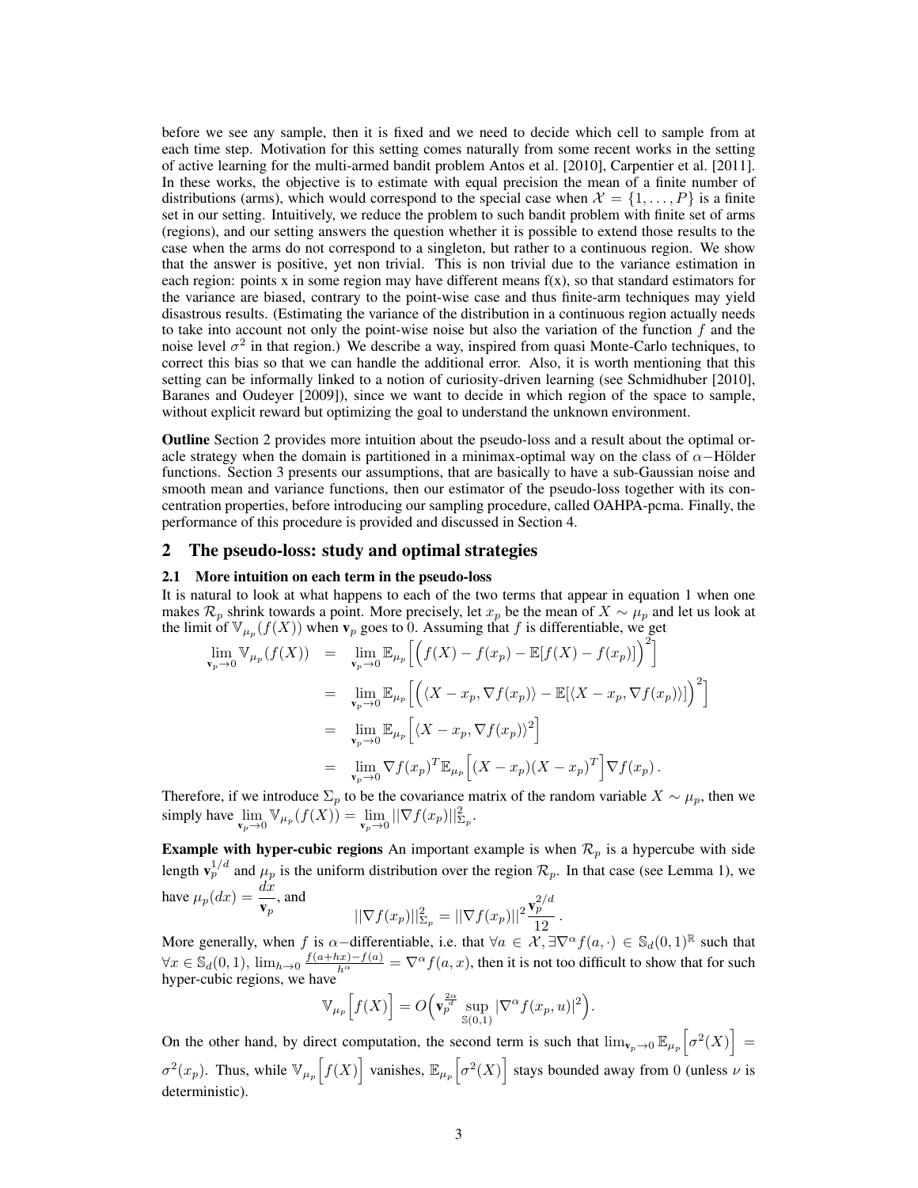before we see any sample, then it is fixed and we need to decide which cell to sample from at each time step. Motivation for this setting comes naturally from some recent works in the setting of active learning for the multi-armed bandit problem Antos et al. [2010], Carpentier et al. [2011]. In these works, the objective is to estimate with equal precision the mean of a finite number of distributions (arms), which would correspond to the special case when $\mathcal{X} = \{1, \dots, P\}$ is a finite set in our setting. Intuitively, we reduce the problem to such bandit problem with finite set of arms (regions), and our setting answers the question whether it is possible to extend those results to the case when the arms do not correspond to a singleton, but rather to a continuous region. We show that the answer is positive, yet non trivial. This is non trivial due to the variance estimation in each region: points x in some region may have different means f(x), so that standard estimators for the variance are biased, contrary to the point-wise case and thus finite-arm techniques may yield disastrous results. (Estimating the variance of the distribution in a continuous region actually needs to take into account not only the point-wise noise but also the variation of the function $f$ and the noise level $\sigma^2$ in that region.) We describe a way, inspired from quasi Monte-Carlo techniques, to correct this bias so that we can handle the additional error. Also, it is worth mentioning that this setting can be informally linked to a notion of curiosity-driven learning (see Schmidhuber [2010], Baranes and Oudeyer [2009]), since we want to decide in which region of the space to sample, without explicit reward but optimizing the goal to understand the unknown environment.

**Outline** Section 2 provides more intuition about the pseudo-loss and a result about the optimal oracle strategy when the domain is partitioned in a minimax-optimal way on the class of $\alpha-$Hölder functions. Section 3 presents our assumptions, that are basically to have a sub-Gaussian noise and smooth mean and variance functions, then our estimator of the pseudo-loss together with its concentration properties, before introducing our sampling procedure, called OAHPA-pcma. Finally, the performance of this procedure is provided and discussed in Section 4.

## 2 The pseudo-loss: study and optimal strategies

### 2.1 More intuition on each term in the pseudo-loss

It is natural to look at what happens to each of the two terms that appear in equation 1 when one makes $\mathcal{R}_p$ shrink towards a point. More precisely, let $x_p$ be the mean of $X \sim \mu_p$ and let us look at the limit of $\mathbb{V}_{\mu_p}(f(X))$ when $\mathbf{v}_p$ goes to 0. Assuming that $f$ is differentiable, we get

$$
\begin{aligned}
\lim_{\mathbf{v}_p \to 0} \mathbb{V}_{\mu_p}(f(X)) &= \lim_{\mathbf{v}_p \to 0} \mathbb{E}_{\mu_p}\Big[\Big(f(X) - f(x_p) - \mathbb{E}[f(X) - f(x_p)]\Big)^2\Big] \\
&= \lim_{\mathbf{v}_p \to 0} \mathbb{E}_{\mu_p}\Big[\Big(\langle X - x_p, \nabla f(x_p)\rangle - \mathbb{E}[\langle X - x_p, \nabla f(x_p)\rangle]\Big)^2\Big] \\
&= \lim_{\mathbf{v}_p \to 0} \mathbb{E}_{\mu_p}\Big[\langle X - x_p, \nabla f(x_p)\rangle^2\Big] \\
&= \lim_{\mathbf{v}_p \to 0} \nabla f(x_p)^T \mathbb{E}_{\mu_p}\Big[(X - x_p)(X - x_p)^T\Big] \nabla f(x_p)\,.
\end{aligned}
$$

Therefore, if we introduce $\Sigma_p$ to be the covariance matrix of the random variable $X \sim \mu_p$, then we simply have $\lim\limits_{\mathbf{v}_p \to 0} \mathbb{V}_{\mu_p}(f(X)) = \lim\limits_{\mathbf{v}_p \to 0} ||\nabla f(x_p)||^2_{\Sigma_p}$.

**Example with hyper-cubic regions** An important example is when $\mathcal{R}_p$ is a hypercube with side length $\mathbf{v}_p^{1/d}$ and $\mu_p$ is the uniform distribution over the region $\mathcal{R}_p$. In that case (see Lemma 1), we have $\mu_p(dx) = \dfrac{dx}{\mathbf{v}_p}$, and

$$
||\nabla f(x_p)||^2_{\Sigma_p} = ||\nabla f(x_p)||^2 \frac{\mathbf{v}_p^{2/d}}{12}\,.
$$

More generally, when $f$ is $\alpha-$differentiable, i.e. that $\forall a \in \mathcal{X}, \exists \nabla^\alpha f(a, \cdot) \in \mathbb{S}_d(0,1)^{\mathbb{R}}$ such that $\forall x \in \mathbb{S}_d(0,1)$, $\lim_{h \to 0} \frac{f(a+hx) - f(a)}{h^\alpha} = \nabla^\alpha f(a, x)$, then it is not too difficult to show that for such hyper-cubic regions, we have

$$
\mathbb{V}_{\mu_p}\Big[f(X)\Big] = O\Big(\mathbf{v}_p^{\frac{2\alpha}{d}} \sup_{\mathbb{S}(0,1)} |\nabla^\alpha f(x_p, u)|^2\Big).
$$

On the other hand, by direct computation, the second term is such that $\lim_{\mathbf{v}_p \to 0} \mathbb{E}_{\mu_p}\Big[\sigma^2(X)\Big] = \sigma^2(x_p)$. Thus, while $\mathbb{V}_{\mu_p}\Big[f(X)\Big]$ vanishes, $\mathbb{E}_{\mu_p}\Big[\sigma^2(X)\Big]$ stays bounded away from 0 (unless $\nu$ is deterministic).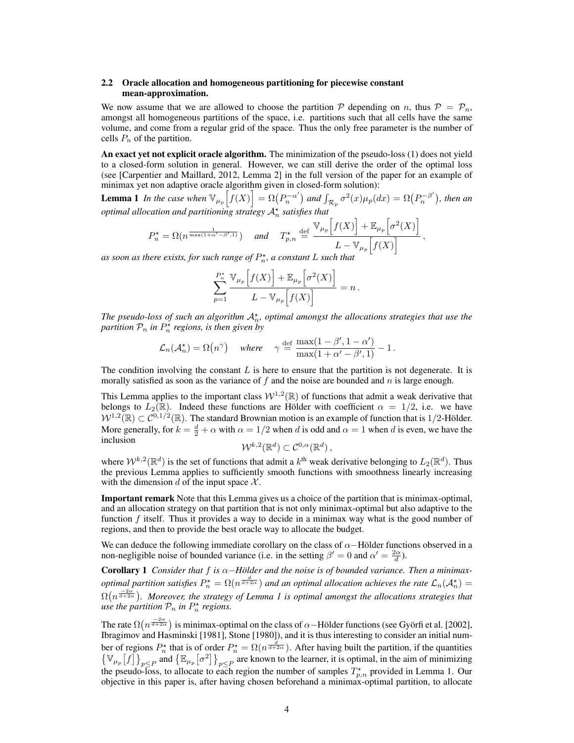### 2.2 Oracle allocation and homogeneous partitioning for piecewise constant mean-approximation.

We now assume that we are allowed to choose the partition $\mathcal{P}$ depending on $n$, thus $\mathcal{P} = \mathcal{P}_n$, amongst all homogeneous partitions of the space, i.e. partitions such that all cells have the same volume, and come from a regular grid of the space. Thus the only free parameter is the number of cells $P_n$ of the partition.

**An exact yet not explicit oracle algorithm.** The minimization of the pseudo-loss (1) does not yield to a closed-form solution in general. However, we can still derive the order of the optimal loss (see [Carpentier and Maillard, 2012, Lemma 2] in the full version of the paper for an example of minimax yet non adaptive oracle algorithm given in closed-form solution):

**Lemma 1** *In the case when $\mathbb{V}_{\mu_p}\Big[f(X)\Big] = \Omega\big(P_n^{-\alpha'}\big)$ and $\int_{\mathcal{R}_p} \sigma^2(x)\mu_p(dx) = \Omega\big(P_n^{-\beta'}\big)$, then an optimal allocation and partitioning strategy $\mathcal{A}_n^\star$ satisfies that*

$$P_n^\star = \Omega(n^{\frac{1}{\max(1+\alpha'-\beta',1)}}) \quad \text{and} \quad T_{p,n}^\star \stackrel{\text{def}}{=} \frac{\mathbb{V}_{\mu_p}\Big[f(X)\Big] + \mathbb{E}_{\mu_p}\Big[\sigma^2(X)\Big]}{L - \mathbb{V}_{\mu_p}\Big[f(X)\Big]}\,,$$

*as soon as there exists, for such range of $P_n^\star$, a constant $L$ such that*

$$\sum_{p=1}^{P_n^\star} \frac{\mathbb{V}_{\mu_p}\Big[f(X)\Big] + \mathbb{E}_{\mu_p}\Big[\sigma^2(X)\Big]}{L - \mathbb{V}_{\mu_p}\Big[f(X)\Big]} = n\,.$$

*The pseudo-loss of such an algorithm $\mathcal{A}_n^\star$, optimal amongst the allocations strategies that use the partition $\mathcal{P}_n$ in $P_n^\star$ regions, is then given by*

$$\mathcal{L}_n(\mathcal{A}_n^\star) = \Omega\big(n^{\gamma}\big) \quad \text{where} \quad \gamma \stackrel{\text{def}}{=} \frac{\max(1-\beta', 1-\alpha')}{\max(1+\alpha'-\beta',1)} - 1\,.$$

The condition involving the constant $L$ is here to ensure that the partition is not degenerate. It is morally satisfied as soon as the variance of $f$ and the noise are bounded and $n$ is large enough.

This Lemma applies to the important class $\mathcal{W}^{1,2}(\mathbb{R})$ of functions that admit a weak derivative that belongs to $L_2(\mathbb{R})$. Indeed these functions are Hölder with coefficient $\alpha = 1/2$, i.e. we have $\mathcal{W}^{1,2}(\mathbb{R}) \subset \mathcal{C}^{0,1/2}(\mathbb{R})$. The standard Brownian motion is an example of function that is $1/2$-Hölder. More generally, for $k = \frac{d}{2} + \alpha$ with $\alpha = 1/2$ when $d$ is odd and $\alpha = 1$ when $d$ is even, we have the inclusion

$$\mathcal{W}^{k,2}(\mathbb{R}^d) \subset \mathcal{C}^{0,\alpha}(\mathbb{R}^d)\,,$$

where $\mathcal{W}^{k,2}(\mathbb{R}^d)$ is the set of functions that admit a $k^{\text{th}}$ weak derivative belonging to $L_2(\mathbb{R}^d)$. Thus the previous Lemma applies to sufficiently smooth functions with smoothness linearly increasing with the dimension $d$ of the input space $\mathcal{X}$.

**Important remark** Note that this Lemma gives us a choice of the partition that is minimax-optimal, and an allocation strategy on that partition that is not only minimax-optimal but also adaptive to the function $f$ itself. Thus it provides a way to decide in a minimax way what is the good number of regions, and then to provide the best oracle way to allocate the budget.

We can deduce the following immediate corollary on the class of $\alpha-$Hölder functions observed in a non-negligible noise of bounded variance (i.e. in the setting $\beta' = 0$ and $\alpha' = \frac{2\alpha}{d}$).

**Corollary 1** *Consider that $f$ is $\alpha-$Hölder and the noise is of bounded variance. Then a minimax-optimal partition satisfies $P_n^\star = \Omega(n^{\frac{d}{d+2\alpha}})$ and an optimal allocation achieves the rate $\mathcal{L}_n(\mathcal{A}_n^\star) = \Omega\big(n^{\frac{-2\alpha}{d+2\alpha}}\big)$. Moreover, the strategy of Lemma 1 is optimal amongst the allocations strategies that use the partition $\mathcal{P}_n$ in $P_n^\star$ regions.*

The rate $\Omega\big(n^{\frac{-2\alpha}{d+2\alpha}}\big)$ is minimax-optimal on the class of $\alpha-$Hölder functions (see Györfi et al. [2002], Ibragimov and Hasminski [1981], Stone [1980]), and it is thus interesting to consider an initial number of regions $P_n^\star$ that is of order $P_n^\star = \Omega(n^{\frac{d}{d+2\alpha}})$. After having built the partition, if the quantities $\big\{\mathbb{V}_{\mu_p}\big[f\big]\big\}_{p\leq P}$ and $\big\{\mathbb{E}_{\mu_p}\big[\sigma^2\big]\big\}_{p\leq P}$ are known to the learner, it is optimal, in the aim of minimizing the pseudo-loss, to allocate to each region the number of samples $T_{p,n}^\star$ provided in Lemma 1. Our objective in this paper is, after having chosen beforehand a minimax-optimal partition, to allocate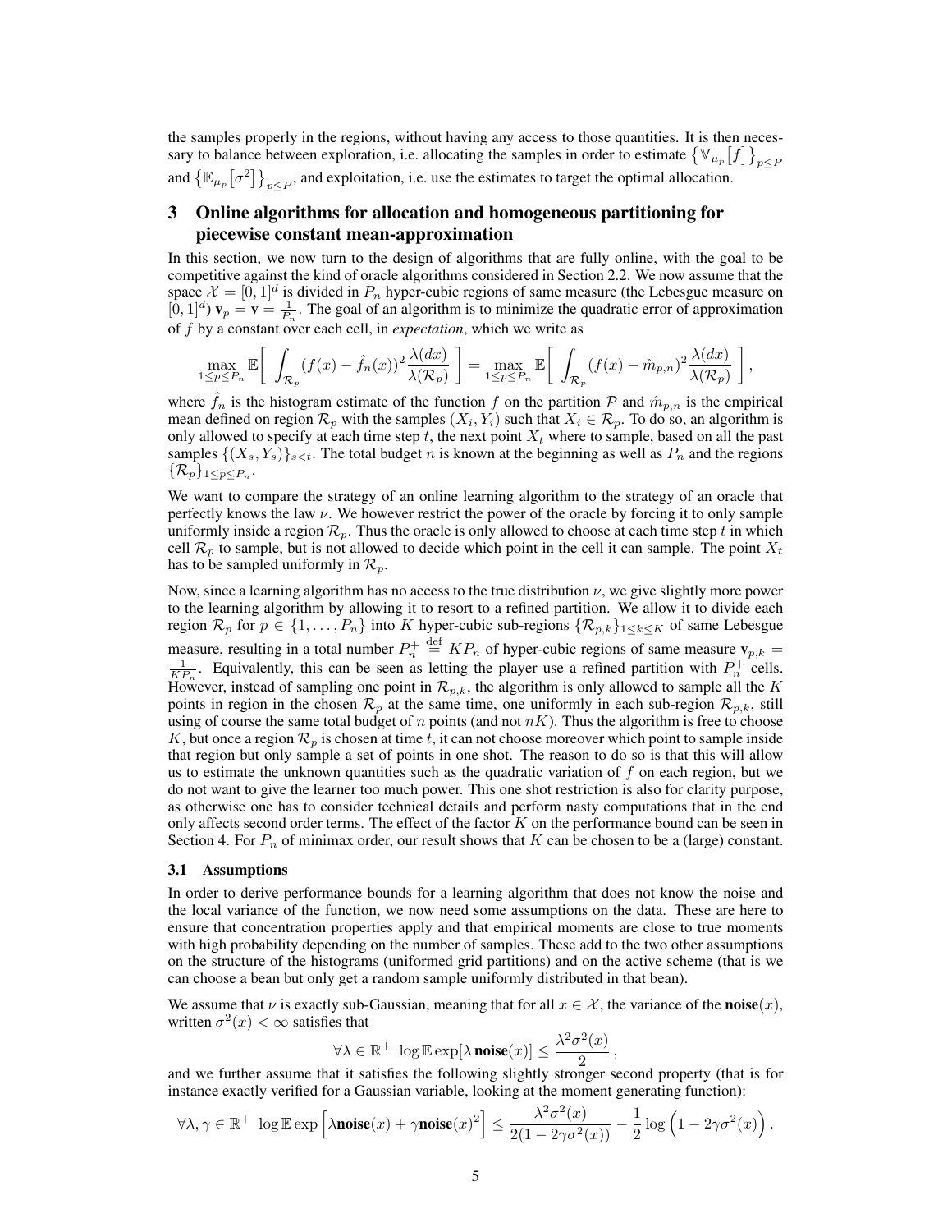the samples properly in the regions, without having any access to those quantities. It is then necessary to balance between exploration, i.e. allocating the samples in order to estimate $\{\mathbb{V}_{\mu_p}[f]\}_{p\leq P}$ and $\{\mathbb{E}_{\mu_p}[\sigma^2]\}_{p\leq P}$, and exploitation, i.e. use the estimates to target the optimal allocation.

## 3 Online algorithms for allocation and homogeneous partitioning for piecewise constant mean-approximation

In this section, we now turn to the design of algorithms that are fully online, with the goal to be competitive against the kind of oracle algorithms considered in Section 2.2. We now assume that the space $\mathcal{X} = [0,1]^d$ is divided in $P_n$ hyper-cubic regions of same measure (the Lebesgue measure on $[0,1]^d$) $\mathbf{v}_p = \mathbf{v} = \frac{1}{P_n}$. The goal of an algorithm is to minimize the quadratic error of approximation of $f$ by a constant over each cell, in *expectation*, which we write as

$$\max_{1\leq p\leq P_n} \mathbb{E}\Bigg[ \int_{\mathcal{R}_p} (f(x) - \hat{f}_n(x))^2 \frac{\lambda(dx)}{\lambda(\mathcal{R}_p)} \Bigg] = \max_{1\leq p\leq P_n} \mathbb{E}\Bigg[ \int_{\mathcal{R}_p} (f(x) - \hat{m}_{p,n})^2 \frac{\lambda(dx)}{\lambda(\mathcal{R}_p)} \Bigg],$$

where $\hat{f}_n$ is the histogram estimate of the function $f$ on the partition $\mathcal{P}$ and $\hat{m}_{p,n}$ is the empirical mean defined on region $\mathcal{R}_p$ with the samples $(X_i, Y_i)$ such that $X_i \in \mathcal{R}_p$. To do so, an algorithm is only allowed to specify at each time step $t$, the next point $X_t$ where to sample, based on all the past samples $\{(X_s, Y_s)\}_{s<t}$. The total budget $n$ is known at the beginning as well as $P_n$ and the regions $\{\mathcal{R}_p\}_{1\leq p\leq P_n}$.

We want to compare the strategy of an online learning algorithm to the strategy of an oracle that perfectly knows the law $\nu$. We however restrict the power of the oracle by forcing it to only sample uniformly inside a region $\mathcal{R}_p$. Thus the oracle is only allowed to choose at each time step $t$ in which cell $\mathcal{R}_p$ to sample, but is not allowed to decide which point in the cell it can sample. The point $X_t$ has to be sampled uniformly in $\mathcal{R}_p$.

Now, since a learning algorithm has no access to the true distribution $\nu$, we give slightly more power to the learning algorithm by allowing it to resort to a refined partition. We allow it to divide each region $\mathcal{R}_p$ for $p \in \{1,\dots,P_n\}$ into $K$ hyper-cubic sub-regions $\{\mathcal{R}_{p,k}\}_{1\leq k\leq K}$ of same Lebesgue measure, resulting in a total number $P_n^+ \stackrel{\text{def}}{=} KP_n$ of hyper-cubic regions of same measure $\mathbf{v}_{p,k} = \frac{1}{KP_n}$. Equivalently, this can be seen as letting the player use a refined partition with $P_n^+$ cells. However, instead of sampling one point in $\mathcal{R}_{p,k}$, the algorithm is only allowed to sample all the $K$ points in region in the chosen $\mathcal{R}_p$ at the same time, one uniformly in each sub-region $\mathcal{R}_{p,k}$, still using of course the same total budget of $n$ points (and not $nK$). Thus the algorithm is free to choose $K$, but once a region $\mathcal{R}_p$ is chosen at time $t$, it can not choose moreover which point to sample inside that region but only sample a set of points in one shot. The reason to do so is that this will allow us to estimate the unknown quantities such as the quadratic variation of $f$ on each region, but we do not want to give the learner too much power. This one shot restriction is also for clarity purpose, as otherwise one has to consider technical details and perform nasty computations that in the end only affects second order terms. The effect of the factor $K$ on the performance bound can be seen in Section 4. For $P_n$ of minimax order, our result shows that $K$ can be chosen to be a (large) constant.

### 3.1 Assumptions

In order to derive performance bounds for a learning algorithm that does not know the noise and the local variance of the function, we now need some assumptions on the data. These are here to ensure that concentration properties apply and that empirical moments are close to true moments with high probability depending on the number of samples. These add to the two other assumptions on the structure of the histograms (uniformed grid partitions) and on the active scheme (that is we can choose a bean but only get a random sample uniformly distributed in that bean).

We assume that $\nu$ is exactly sub-Gaussian, meaning that for all $x \in \mathcal{X}$, the variance of the **noise**$(x)$, written $\sigma^2(x) < \infty$ satisfies that

$$\forall \lambda \in \mathbb{R}^+ \;\; \log \mathbb{E} \exp[\lambda\, \mathbf{noise}(x)] \leq \frac{\lambda^2 \sigma^2(x)}{2},$$

and we further assume that it satisfies the following slightly stronger second property (that is for instance exactly verified for a Gaussian variable, looking at the moment generating function):

$$\forall \lambda, \gamma \in \mathbb{R}^+ \;\; \log \mathbb{E} \exp\Big[\lambda \mathbf{noise}(x) + \gamma \mathbf{noise}(x)^2\Big] \leq \frac{\lambda^2\sigma^2(x)}{2(1-2\gamma\sigma^2(x))} - \frac{1}{2}\log\Big(1 - 2\gamma\sigma^2(x)\Big).$$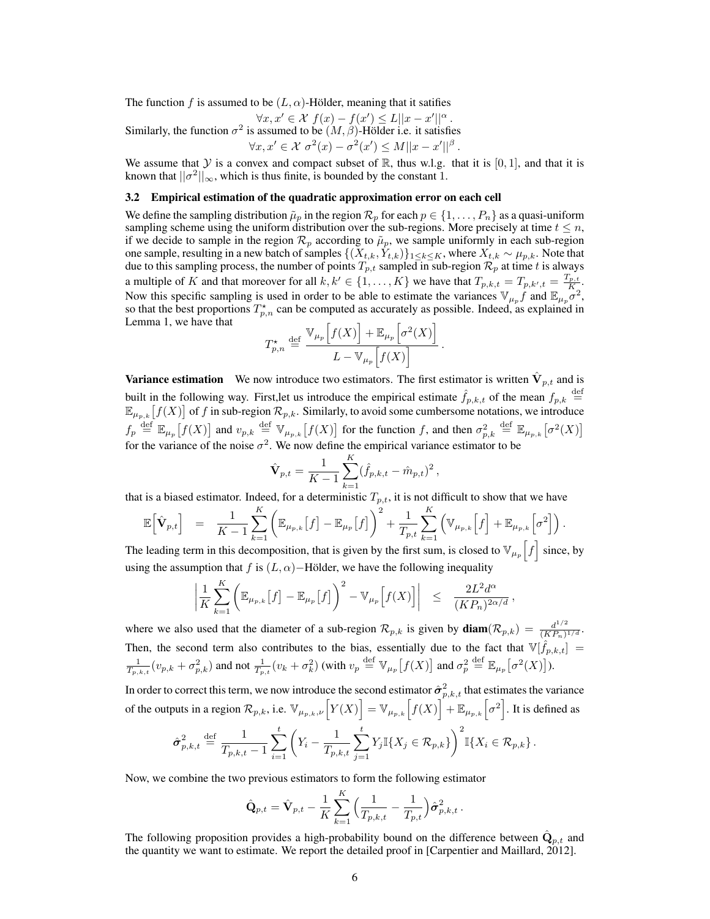The function $f$ is assumed to be $(L, \alpha)$-Hölder, meaning that it satifies

$$\forall x, x' \in \mathcal{X} \; f(x) - f(x') \leq L||x - x'||^\alpha \,.$$

Similarly, the function $\sigma^2$ is assumed to be $(M, \beta)$-Hölder i.e. it satisfies

$$\forall x, x' \in \mathcal{X} \; \sigma^2(x) - \sigma^2(x') \leq M||x - x'||^\beta \,.$$

We assume that $\mathcal{Y}$ is a convex and compact subset of $\mathbb{R}$, thus w.l.g. that it is $[0, 1]$, and that it is known that $||\sigma^2||_\infty$, which is thus finite, is bounded by the constant 1.

### 3.2 Empirical estimation of the quadratic approximation error on each cell

We define the sampling distribution $\tilde{\mu}_p$ in the region $\mathcal{R}_p$ for each $p \in \{1, \ldots, P_n\}$ as a quasi-uniform sampling scheme using the uniform distribution over the sub-regions. More precisely at time $t \leq n$, if we decide to sample in the region $\mathcal{R}_p$ according to $\tilde{\mu}_p$, we sample uniformly in each sub-region one sample, resulting in a new batch of samples $\{(X_{t,k}, Y_{t,k})\}_{1 \leq k \leq K}$, where $X_{t,k} \sim \mu_{p,k}$. Note that due to this sampling process, the number of points $T_{p,t}$ sampled in sub-region $\mathcal{R}_p$ at time $t$ is always a multiple of $K$ and that moreover for all $k, k' \in \{1, \ldots, K\}$ we have that $T_{p,k,t} = T_{p,k',t} = \frac{T_{p,t}}{K}$. Now this specific sampling is used in order to be able to estimate the variances $\mathbb{V}_{\mu_p} f$ and $\mathbb{E}_{\mu_p} \sigma^2$, so that the best proportions $T^\star_{p,n}$ can be computed as accurately as possible. Indeed, as explained in Lemma 1, we have that

$$T^\star_{p,n} \stackrel{\text{def}}{=} \frac{\mathbb{V}_{\mu_p}\Big[f(X)\Big] + \mathbb{E}_{\mu_p}\Big[\sigma^2(X)\Big]}{L - \mathbb{V}_{\mu_p}\Big[f(X)\Big]} \,.$$

**Variance estimation** We now introduce two estimators. The first estimator is written $\hat{\mathbf{V}}_{p,t}$ and is built in the following way. First,let us introduce the empirical estimate $\hat{f}_{p,k,t}$ of the mean $f_{p,k} \stackrel{\text{def}}{=} \mathbb{E}_{\mu_{p,k}}\big[f(X)\big]$ of $f$ in sub-region $\mathcal{R}_{p,k}$. Similarly, to avoid some cumbersome notations, we introduce $f_p \stackrel{\text{def}}{=} \mathbb{E}_{\mu_p}\big[f(X)\big]$ and $v_{p,k} \stackrel{\text{def}}{=} \mathbb{V}_{\mu_{p,k}}\big[f(X)\big]$ for the function $f$, and then $\sigma^2_{p,k} \stackrel{\text{def}}{=} \mathbb{E}_{\mu_{p,k}}\big[\sigma^2(X)\big]$ for the variance of the noise $\sigma^2$. We now define the empirical variance estimator to be

$$\hat{\mathbf{V}}_{p,t} = \frac{1}{K-1} \sum_{k=1}^{K} (\hat{f}_{p,k,t} - \hat{m}_{p,t})^2 \,,$$

that is a biased estimator. Indeed, for a deterministic $T_{p,t}$, it is not difficult to show that we have

$$\mathbb{E}\Big[\hat{\mathbf{V}}_{p,t}\Big] = \frac{1}{K-1} \sum_{k=1}^{K} \bigg( \mathbb{E}_{\mu_{p,k}}\big[f\big] - \mathbb{E}_{\mu_p}\big[f\big] \bigg)^2 + \frac{1}{T_{p,t}} \sum_{k=1}^{K} \Big( \mathbb{V}_{\mu_{p,k}}\Big[f\Big] + \mathbb{E}_{\mu_{p,k}}\Big[\sigma^2\Big] \Big) \,.$$

The leading term in this decomposition, that is given by the first sum, is closed to $\mathbb{V}_{\mu_p}\Big[f\Big]$ since, by using the assumption that $f$ is $(L, \alpha)-$Hölder, we have the following inequality

$$\left| \frac{1}{K} \sum_{k=1}^{K} \bigg( \mathbb{E}_{\mu_{p,k}}\big[f\big] - \mathbb{E}_{\mu_p}\big[f\big] \bigg)^2 - \mathbb{V}_{\mu_p}\Big[f(X)\Big] \right| \leq \frac{2L^2 d^\alpha}{(KP_n)^{2\alpha/d}} \,,$$

where we also used that the diameter of a sub-region $\mathcal{R}_{p,k}$ is given by $\mathbf{diam}(\mathcal{R}_{p,k}) = \frac{d^{1/2}}{(KP_n)^{1/d}}$. Then, the second term also contributes to the bias, essentially due to the fact that $\mathbb{V}[\hat{f}_{p,k,t}] = \frac{1}{T_{p,k,t}}(v_{p,k} + \sigma^2_{p,k})$ and not $\frac{1}{T_{p,t}}(v_k + \sigma^2_k)$ (with $v_p \stackrel{\text{def}}{=} \mathbb{V}_{\mu_p}\big[f(X)\big]$ and $\sigma^2_p \stackrel{\text{def}}{=} \mathbb{E}_{\mu_p}\big[\sigma^2(X)\big]$).

In order to correct this term, we now introduce the second estimator $\hat{\boldsymbol{\sigma}}^2_{p,k,t}$ that estimates the variance of the outputs in a region $\mathcal{R}_{p,k}$, i.e. $\mathbb{V}_{\mu_{p,k},\nu}\Big[Y(X)\Big] = \mathbb{V}_{\mu_{p,k}}\Big[f(X)\Big] + \mathbb{E}_{\mu_{p,k}}\Big[\sigma^2\Big]$. It is defined as

$$\hat{\boldsymbol{\sigma}}^2_{p,k,t} \stackrel{\text{def}}{=} \frac{1}{T_{p,k,t} - 1} \sum_{i=1}^{t} \bigg( Y_i - \frac{1}{T_{p,k,t}} \sum_{j=1}^{t} Y_j \mathbb{I}\{X_j \in \mathcal{R}_{p,k}\} \bigg)^2 \mathbb{I}\{X_i \in \mathcal{R}_{p,k}\} \,.$$

Now, we combine the two previous estimators to form the following estimator

$$\hat{\mathbf{Q}}_{p,t} = \hat{\mathbf{V}}_{p,t} - \frac{1}{K} \sum_{k=1}^{K} \Big( \frac{1}{T_{p,k,t}} - \frac{1}{T_{p,t}} \Big) \hat{\boldsymbol{\sigma}}^2_{p,k,t} \,.$$

The following proposition provides a high-probability bound on the difference between $\hat{\mathbf{Q}}_{p,t}$ and the quantity we want to estimate. We report the detailed proof in [Carpentier and Maillard, 2012].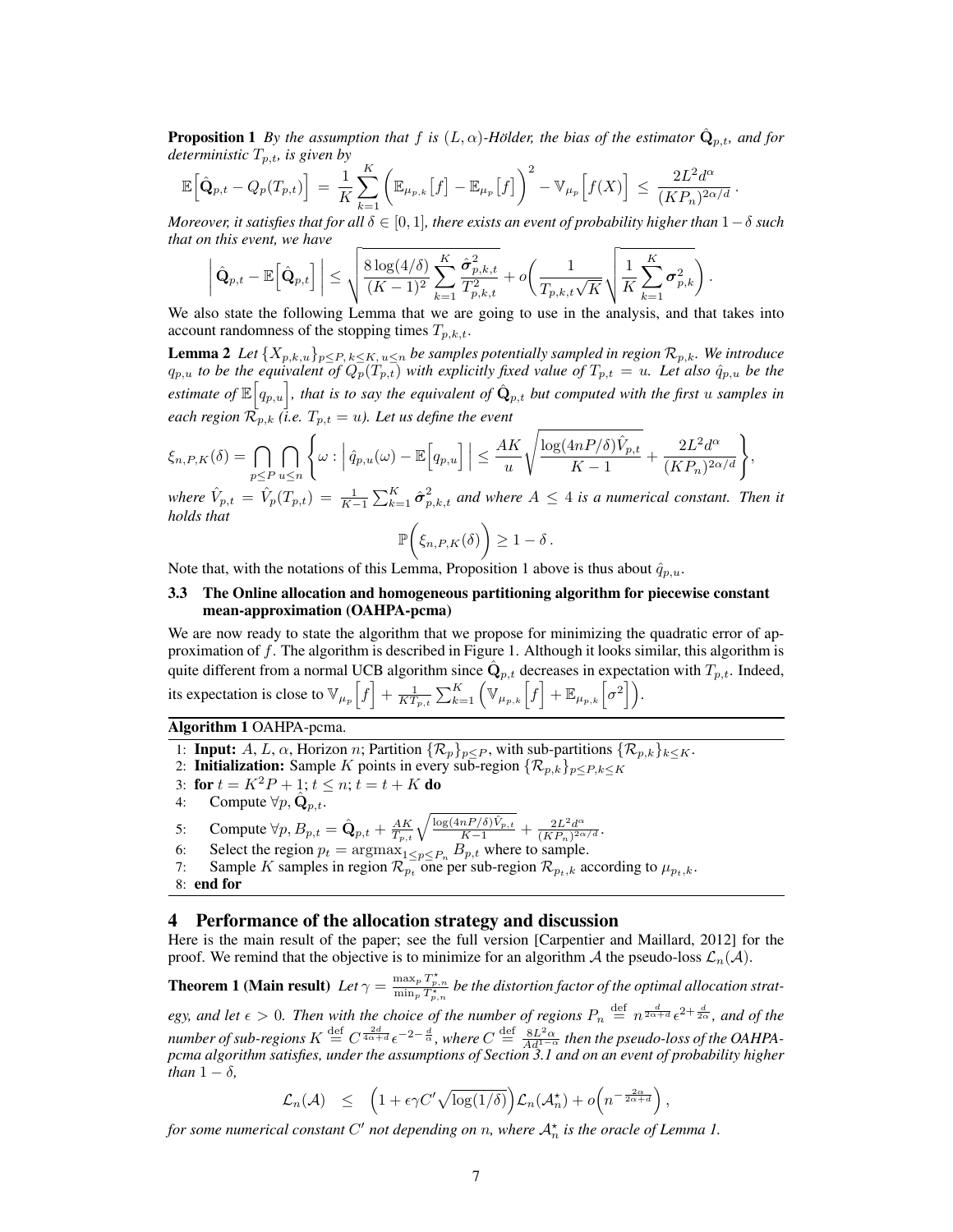**Proposition 1** *By the assumption that $f$ is $(L,\alpha)$-Hölder, the bias of the estimator $\hat{\mathbf{Q}}_{p,t}$, and for deterministic $T_{p,t}$, is given by*

$$\mathbb{E}\Big[\hat{\mathbf{Q}}_{p,t} - Q_p(T_{p,t})\Big] \;=\; \frac{1}{K}\sum_{k=1}^{K}\bigg(\mathbb{E}_{\mu_{p,k}}\big[f\big] - \mathbb{E}_{\mu_p}\big[f\big]\bigg)^2 - \mathbb{V}_{\mu_p}\Big[f(X)\Big] \;\leq\; \frac{2L^2 d^\alpha}{(KP_n)^{2\alpha/d}}\,.$$

*Moreover, it satisfies that for all $\delta \in [0,1]$, there exists an event of probability higher than $1-\delta$ such that on this event, we have*

$$\bigg|\,\hat{\mathbf{Q}}_{p,t} - \mathbb{E}\Big[\hat{\mathbf{Q}}_{p,t}\Big]\,\bigg| \leq \sqrt{\frac{8\log(4/\delta)}{(K-1)^2}\sum_{k=1}^{K}\frac{\hat{\boldsymbol{\sigma}}^2_{p,k,t}}{T^2_{p,k,t}}} + o\bigg(\frac{1}{T_{p,k,t}\sqrt{K}}\sqrt{\frac{1}{K}\sum_{k=1}^{K}\boldsymbol{\sigma}^2_{p,k}}\bigg)\,.$$

We also state the following Lemma that we are going to use in the analysis, and that takes into account randomness of the stopping times $T_{p,k,t}$.

**Lemma 2** *Let $\{X_{p,k,u}\}_{p\leq P,\,k\leq K,\,u\leq n}$ be samples potentially sampled in region $\mathcal{R}_{p,k}$. We introduce $q_{p,u}$ to be the equivalent of $Q_p(T_{p,t})$ with explicitly fixed value of $T_{p,t} = u$. Let also $\hat{q}_{p,u}$ be the estimate of $\mathbb{E}\Big[q_{p,u}\Big]$, that is to say the equivalent of $\hat{\mathbf{Q}}_{p,t}$ but computed with the first $u$ samples in each region $\mathcal{R}_{p,k}$ (i.e. $T_{p,t} = u$). Let us define the event*

$$\xi_{n,P,K}(\delta) = \bigcap_{p\leq P}\bigcap_{u\leq n}\left\{\omega : \Big|\,\hat{q}_{p,u}(\omega) - \mathbb{E}\Big[q_{p,u}\Big]\,\Big| \leq \frac{AK}{u}\sqrt{\frac{\log(4nP/\delta)\hat{V}_{p,t}}{K-1}} + \frac{2L^2 d^\alpha}{(KP_n)^{2\alpha/d}}\right\},$$

*where $\hat{V}_{p,t} = \hat{V}_p(T_{p,t}) = \frac{1}{K-1}\sum_{k=1}^{K}\hat{\boldsymbol{\sigma}}^2_{p,k,t}$ and where $A \leq 4$ is a numerical constant. Then it holds that*

$$\mathbb{P}\bigg(\xi_{n,P,K}(\delta)\bigg) \geq 1-\delta\,.$$

Note that, with the notations of this Lemma, Proposition 1 above is thus about $\hat{q}_{p,u}$.

### 3.3 The Online allocation and homogeneous partitioning algorithm for piecewise constant mean-approximation (OAHPA-pcma)

We are now ready to state the algorithm that we propose for minimizing the quadratic error of approximation of $f$. The algorithm is described in Figure 1. Although it looks similar, this algorithm is quite different from a normal UCB algorithm since $\hat{\mathbf{Q}}_{p,t}$ decreases in expectation with $T_{p,t}$. Indeed, its expectation is close to $\mathbb{V}_{\mu_p}\Big[f\Big] + \frac{1}{KT_{p,t}}\sum_{k=1}^{K}\Big(\mathbb{V}_{\mu_{p,k}}\Big[f\Big] + \mathbb{E}_{\mu_{p,k}}\Big[\sigma^2\Big]\Big)$.

**Algorithm 1** OAHPA-pcma.

1: **Input:** $A$, $L$, $\alpha$, Horizon $n$; Partition $\{\mathcal{R}_p\}_{p\leq P}$, with sub-partitions $\{\mathcal{R}_{p,k}\}_{k\leq K}$.
2: **Initialization:** Sample $K$ points in every sub-region $\{\mathcal{R}_{p,k}\}_{p\leq P,k\leq K}$
3: **for** $t = K^2P+1$; $t \leq n$; $t = t+K$ **do**
4: Compute $\forall p$, $\hat{\mathbf{Q}}_{p,t}$.
5: Compute $\forall p$, $B_{p,t} = \hat{\mathbf{Q}}_{p,t} + \frac{AK}{T_{p,t}}\sqrt{\frac{\log(4nP/\delta)\hat{V}_{p,t}}{K-1}} + \frac{2L^2d^\alpha}{(KP_n)^{2\alpha/d}}$.
6: Select the region $p_t = \operatorname{argmax}_{1\leq p\leq P_n} B_{p,t}$ where to sample.
7: Sample $K$ samples in region $\mathcal{R}_{p_t}$ one per sub-region $\mathcal{R}_{p_t,k}$ according to $\mu_{p_t,k}$.
8: **end for**

## 4 Performance of the allocation strategy and discussion

Here is the main result of the paper; see the full version [Carpentier and Maillard, 2012] for the proof. We remind that the objective is to minimize for an algorithm $\mathcal{A}$ the pseudo-loss $\mathcal{L}_n(\mathcal{A})$.

**Theorem 1 (Main result)** *Let $\gamma = \frac{\max_p T^\star_{p,n}}{\min_p T^\star_{p,n}}$ be the distortion factor of the optimal allocation strategy, and let $\epsilon > 0$. Then with the choice of the number of regions $P_n \stackrel{\text{def}}{=} n^{\frac{d}{2\alpha+d}}\epsilon^{2+\frac{d}{2\alpha}}$, and of the number of sub-regions $K \stackrel{\text{def}}{=} C^{\frac{2d}{4\alpha+d}}\epsilon^{-2-\frac{d}{\alpha}}$, where $C \stackrel{\text{def}}{=} \frac{8L^2\alpha}{Ad^{1-\alpha}}$ then the pseudo-loss of the OAHPA-pcma algorithm satisfies, under the assumptions of Section 3.1 and on an event of probability higher than $1-\delta$,*

$$\mathcal{L}_n(\mathcal{A}) \quad\leq\quad \Big(1+\epsilon\gamma C'\sqrt{\log(1/\delta)}\Big)\mathcal{L}_n(\mathcal{A}^\star_n) + o\Big(n^{-\frac{2\alpha}{2\alpha+d}}\Big)\,,$$

*for some numerical constant $C'$ not depending on $n$, where $\mathcal{A}^\star_n$ is the oracle of Lemma 1.*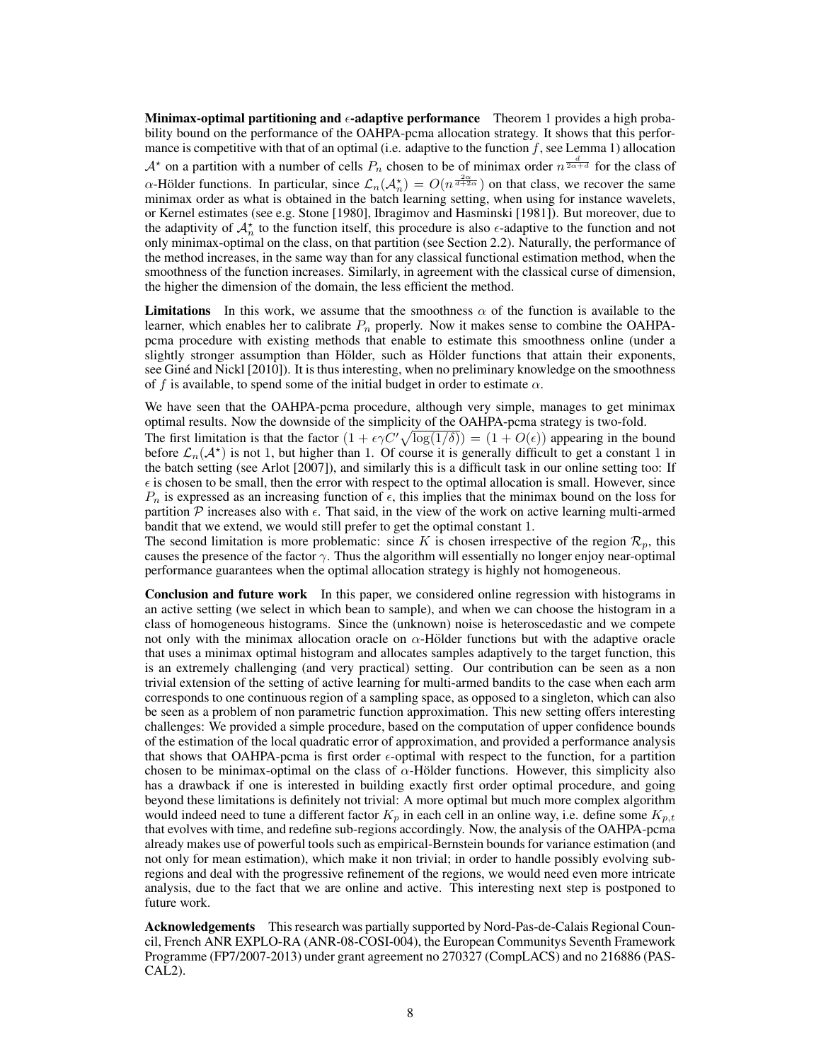**Minimax-optimal partitioning and $\epsilon$-adaptive performance** Theorem 1 provides a high probability bound on the performance of the OAHPA-pcma allocation strategy. It shows that this performance is competitive with that of an optimal (i.e. adaptive to the function $f$, see Lemma 1) allocation $\mathcal{A}^\star$ on a partition with a number of cells $P_n$ chosen to be of minimax order $n^{\frac{d}{2\alpha+d}}$ for the class of $\alpha$-Hölder functions. In particular, since $\mathcal{L}_n(\mathcal{A}_n^\star) = O(n^{\frac{2\alpha}{d+2\alpha}})$ on that class, we recover the same minimax order as what is obtained in the batch learning setting, when using for instance wavelets, or Kernel estimates (see e.g. Stone [1980], Ibragimov and Hasminski [1981]). But moreover, due to the adaptivity of $\mathcal{A}_n^\star$ to the function itself, this procedure is also $\epsilon$-adaptive to the function and not only minimax-optimal on the class, on that partition (see Section 2.2). Naturally, the performance of the method increases, in the same way than for any classical functional estimation method, when the smoothness of the function increases. Similarly, in agreement with the classical curse of dimension, the higher the dimension of the domain, the less efficient the method.

**Limitations** In this work, we assume that the smoothness $\alpha$ of the function is available to the learner, which enables her to calibrate $P_n$ properly. Now it makes sense to combine the OAHPA-pcma procedure with existing methods that enable to estimate this smoothness online (under a slightly stronger assumption than Hölder, such as Hölder functions that attain their exponents, see Giné and Nickl [2010]). It is thus interesting, when no preliminary knowledge on the smoothness of $f$ is available, to spend some of the initial budget in order to estimate $\alpha$.

We have seen that the OAHPA-pcma procedure, although very simple, manages to get minimax optimal results. Now the downside of the simplicity of the OAHPA-pcma strategy is two-fold.
The first limitation is that the factor $(1 + \epsilon\gamma C'\sqrt{\log(1/\delta)}) = (1 + O(\epsilon))$ appearing in the bound before $\mathcal{L}_n(\mathcal{A}^\star)$ is not 1, but higher than 1. Of course it is generally difficult to get a constant 1 in the batch setting (see Arlot [2007]), and similarly this is a difficult task in our online setting too: If $\epsilon$ is chosen to be small, then the error with respect to the optimal allocation is small. However, since $P_n$ is expressed as an increasing function of $\epsilon$, this implies that the minimax bound on the loss for partition $\mathcal{P}$ increases also with $\epsilon$. That said, in the view of the work on active learning multi-armed bandit that we extend, we would still prefer to get the optimal constant 1.
The second limitation is more problematic: since $K$ is chosen irrespective of the region $\mathcal{R}_p$, this causes the presence of the factor $\gamma$. Thus the algorithm will essentially no longer enjoy near-optimal performance guarantees when the optimal allocation strategy is highly not homogeneous.

**Conclusion and future work** In this paper, we considered online regression with histograms in an active setting (we select in which bean to sample), and when we can choose the histogram in a class of homogeneous histograms. Since the (unknown) noise is heteroscedastic and we compete not only with the minimax allocation oracle on $\alpha$-Hölder functions but with the adaptive oracle that uses a minimax optimal histogram and allocates samples adaptively to the target function, this is an extremely challenging (and very practical) setting. Our contribution can be seen as a non trivial extension of the setting of active learning for multi-armed bandits to the case when each arm corresponds to one continuous region of a sampling space, as opposed to a singleton, which can also be seen as a problem of non parametric function approximation. This new setting offers interesting challenges: We provided a simple procedure, based on the computation of upper confidence bounds of the estimation of the local quadratic error of approximation, and provided a performance analysis that shows that OAHPA-pcma is first order $\epsilon$-optimal with respect to the function, for a partition chosen to be minimax-optimal on the class of $\alpha$-Hölder functions. However, this simplicity also has a drawback if one is interested in building exactly first order optimal procedure, and going beyond these limitations is definitely not trivial: A more optimal but much more complex algorithm would indeed need to tune a different factor $K_p$ in each cell in an online way, i.e. define some $K_{p,t}$ that evolves with time, and redefine sub-regions accordingly. Now, the analysis of the OAHPA-pcma already makes use of powerful tools such as empirical-Bernstein bounds for variance estimation (and not only for mean estimation), which make it non trivial; in order to handle possibly evolving sub-regions and deal with the progressive refinement of the regions, we would need even more intricate analysis, due to the fact that we are online and active. This interesting next step is postponed to future work.

**Acknowledgements** This research was partially supported by Nord-Pas-de-Calais Regional Council, French ANR EXPLO-RA (ANR-08-COSI-004), the European Communitys Seventh Framework Programme (FP7/2007-2013) under grant agreement no 270327 (CompLACS) and no 216886 (PASCAL2).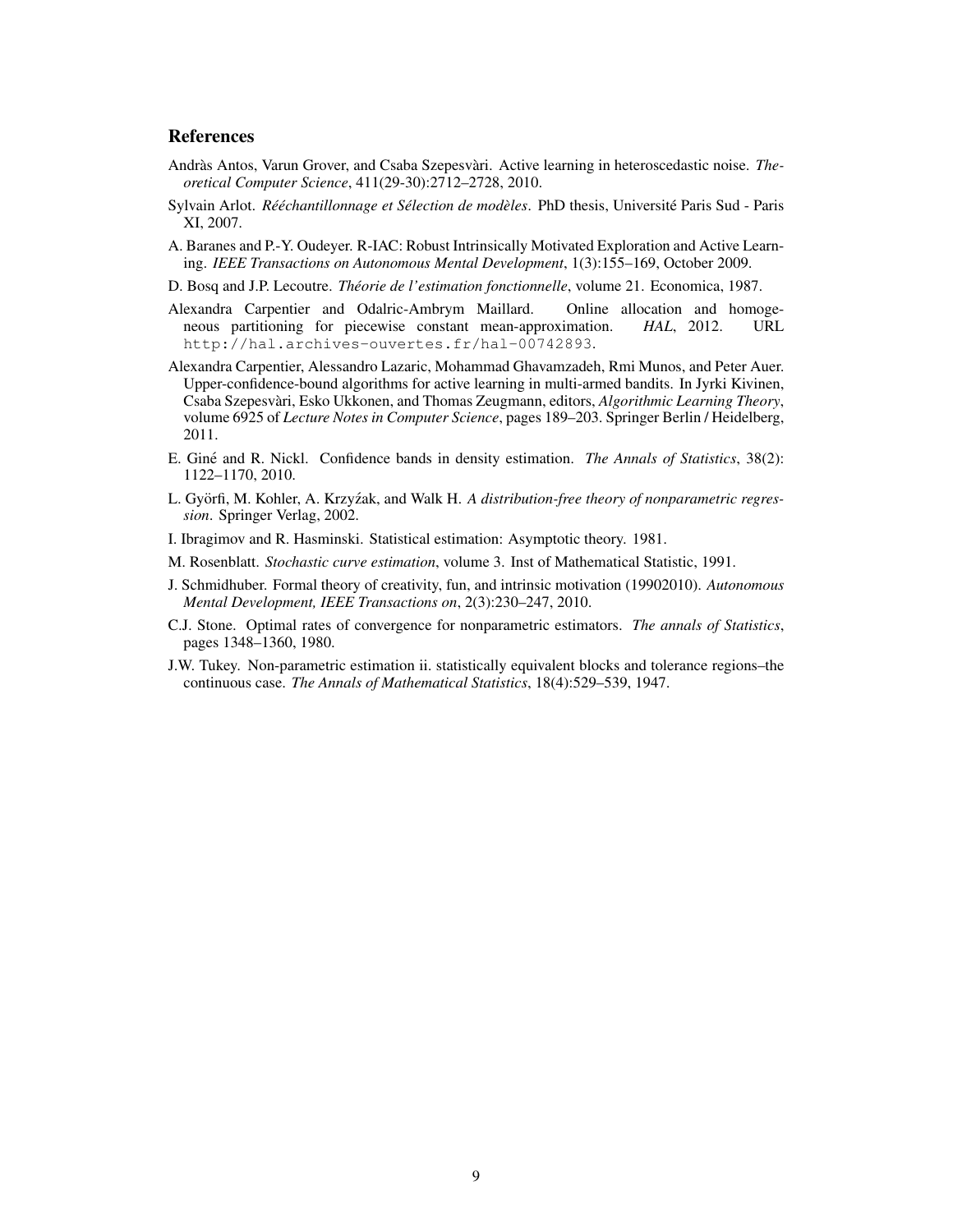## References

Andràs Antos, Varun Grover, and Csaba Szepesvàri. Active learning in heteroscedastic noise. *Theoretical Computer Science*, 411(29-30):2712–2728, 2010.

Sylvain Arlot. *Rééchantillonnage et Sélection de modèles*. PhD thesis, Université Paris Sud - Paris XI, 2007.

A. Baranes and P.-Y. Oudeyer. R-IAC: Robust Intrinsically Motivated Exploration and Active Learning. *IEEE Transactions on Autonomous Mental Development*, 1(3):155–169, October 2009.

D. Bosq and J.P. Lecoutre. *Théorie de l'estimation fonctionnelle*, volume 21. Economica, 1987.

Alexandra Carpentier and Odalric-Ambrym Maillard. Online allocation and homogeneous partitioning for piecewise constant mean-approximation. *HAL*, 2012. URL http://hal.archives-ouvertes.fr/hal-00742893.

Alexandra Carpentier, Alessandro Lazaric, Mohammad Ghavamzadeh, Rmi Munos, and Peter Auer. Upper-confidence-bound algorithms for active learning in multi-armed bandits. In Jyrki Kivinen, Csaba Szepesvàri, Esko Ukkonen, and Thomas Zeugmann, editors, *Algorithmic Learning Theory*, volume 6925 of *Lecture Notes in Computer Science*, pages 189–203. Springer Berlin / Heidelberg, 2011.

E. Giné and R. Nickl. Confidence bands in density estimation. *The Annals of Statistics*, 38(2): 1122–1170, 2010.

L. Györfi, M. Kohler, A. Krzyźak, and Walk H. *A distribution-free theory of nonparametric regression*. Springer Verlag, 2002.

I. Ibragimov and R. Hasminski. Statistical estimation: Asymptotic theory. 1981.

M. Rosenblatt. *Stochastic curve estimation*, volume 3. Inst of Mathematical Statistic, 1991.

J. Schmidhuber. Formal theory of creativity, fun, and intrinsic motivation (19902010). *Autonomous Mental Development, IEEE Transactions on*, 2(3):230–247, 2010.

C.J. Stone. Optimal rates of convergence for nonparametric estimators. *The annals of Statistics*, pages 1348–1360, 1980.

J.W. Tukey. Non-parametric estimation ii. statistically equivalent blocks and tolerance regions–the continuous case. *The Annals of Mathematical Statistics*, 18(4):529–539, 1947.